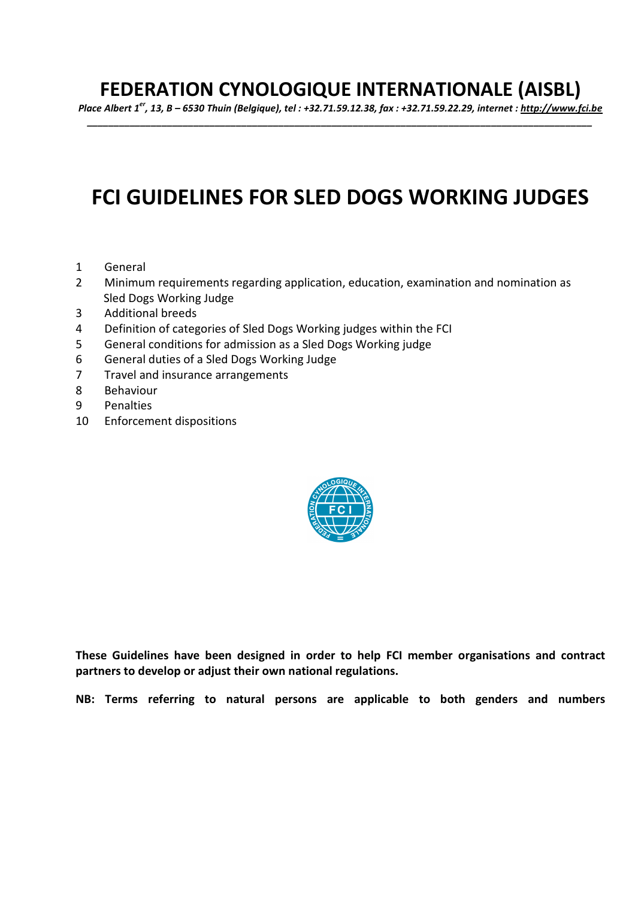# FEDERATION CYNOLOGIQUE INTERNATIONALE (AISBL)

*Place Albert 1er, 13, B – 6530 Thuin (Belgique), tel : +32.71.59.12.38, fax : +32.71.59.22.29, internet : http://www.fci.be*

# FCI GUIDELINES FOR SLED DOGS WORKING JUDGES

1. General
2. Minimum requirements regarding application, education, examination and nomination as Sled Dogs Working Judge
3. Additional breeds
4. Definition of categories of Sled Dogs Working judges within the FCI
5. General conditions for admission as a Sled Dogs Working judge
6. General duties of a Sled Dogs Working Judge
7. Travel and insurance arrangements
8. Behaviour
9. Penalties
10. Enforcement dispositions

**These Guidelines have been designed in order to help FCI member organisations and contract partners to develop or adjust their own national regulations.**

**NB: Terms referring to natural persons are applicable to both genders and numbers**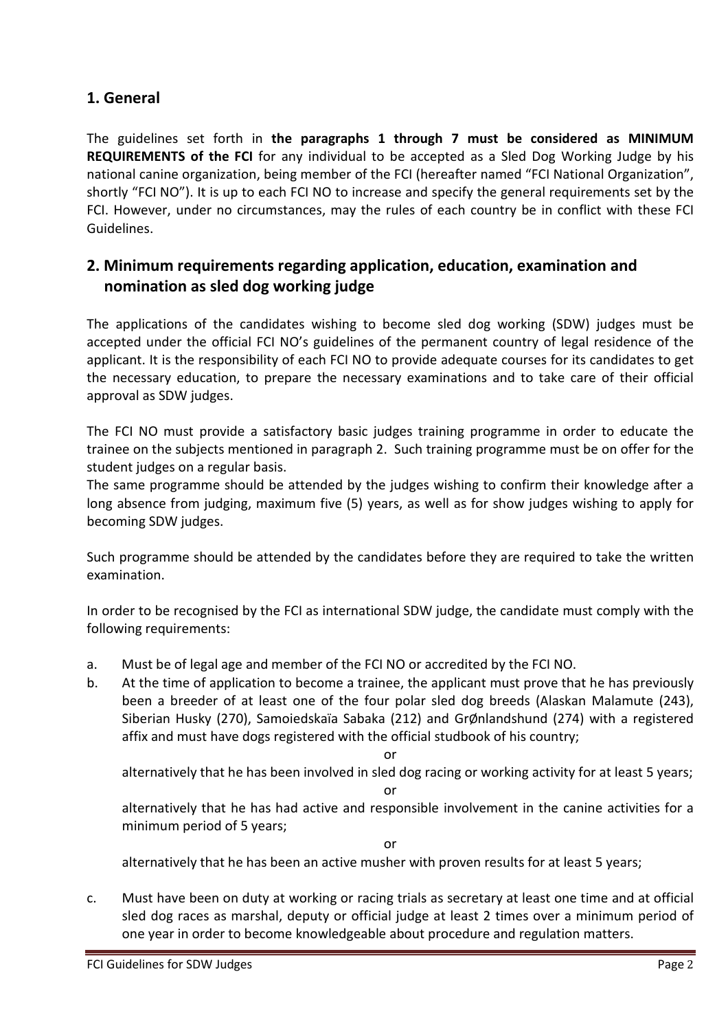## 1. General

The guidelines set forth in **the paragraphs 1 through 7 must be considered as MINIMUM REQUIREMENTS of the FCI** for any individual to be accepted as a Sled Dog Working Judge by his national canine organization, being member of the FCI (hereafter named "FCI National Organization", shortly "FCI NO"). It is up to each FCI NO to increase and specify the general requirements set by the FCI. However, under no circumstances, may the rules of each country be in conflict with these FCI Guidelines.

## 2. Minimum requirements regarding application, education, examination and nomination as sled dog working judge

The applications of the candidates wishing to become sled dog working (SDW) judges must be accepted under the official FCI NO's guidelines of the permanent country of legal residence of the applicant. It is the responsibility of each FCI NO to provide adequate courses for its candidates to get the necessary education, to prepare the necessary examinations and to take care of their official approval as SDW judges.

The FCI NO must provide a satisfactory basic judges training programme in order to educate the trainee on the subjects mentioned in paragraph 2. Such training programme must be on offer for the student judges on a regular basis.
The same programme should be attended by the judges wishing to confirm their knowledge after a long absence from judging, maximum five (5) years, as well as for show judges wishing to apply for becoming SDW judges.

Such programme should be attended by the candidates before they are required to take the written examination.

In order to be recognised by the FCI as international SDW judge, the candidate must comply with the following requirements:

a. Must be of legal age and member of the FCI NO or accredited by the FCI NO.
b. At the time of application to become a trainee, the applicant must prove that he has previously been a breeder of at least one of the four polar sled dog breeds (Alaskan Malamute (243), Siberian Husky (270), Samoiedskaïa Sabaka (212) and GrØnlandshund (274) with a registered affix and must have dogs registered with the official studbook of his country;

   or

   alternatively that he has been involved in sled dog racing or working activity for at least 5 years;

   or

   alternatively that he has had active and responsible involvement in the canine activities for a minimum period of 5 years;

   or

   alternatively that he has been an active musher with proven results for at least 5 years;

c. Must have been on duty at working or racing trials as secretary at least one time and at official sled dog races as marshal, deputy or official judge at least 2 times over a minimum period of one year in order to become knowledgeable about procedure and regulation matters.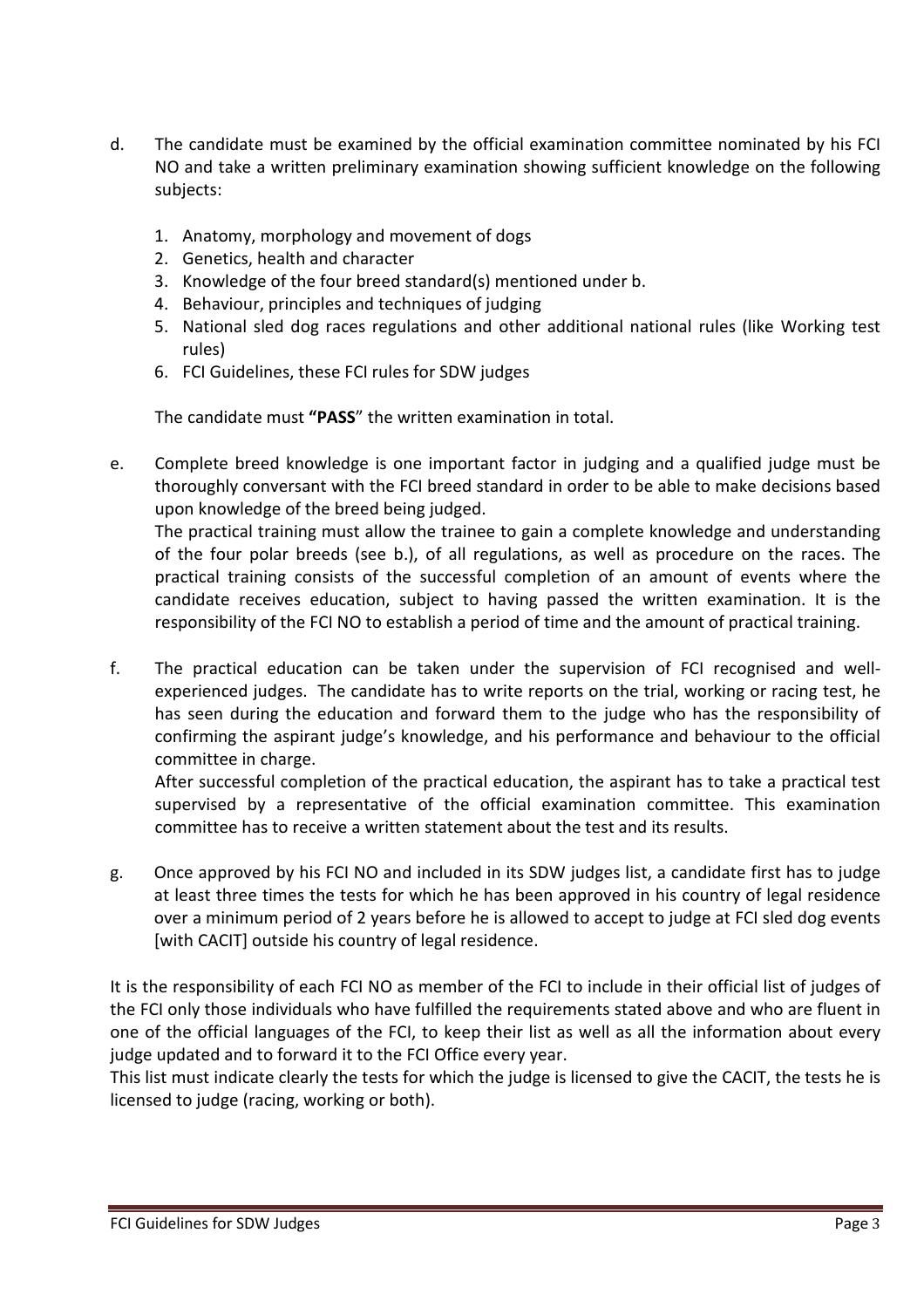d. The candidate must be examined by the official examination committee nominated by his FCI NO and take a written preliminary examination showing sufficient knowledge on the following subjects:

   1. Anatomy, morphology and movement of dogs
   2. Genetics, health and character
   3. Knowledge of the four breed standard(s) mentioned under b.
   4. Behaviour, principles and techniques of judging
   5. National sled dog races regulations and other additional national rules (like Working test rules)
   6. FCI Guidelines, these FCI rules for SDW judges

   The candidate must **"PASS"** the written examination in total.

e. Complete breed knowledge is one important factor in judging and a qualified judge must be thoroughly conversant with the FCI breed standard in order to be able to make decisions based upon knowledge of the breed being judged.
   The practical training must allow the trainee to gain a complete knowledge and understanding of the four polar breeds (see b.), of all regulations, as well as procedure on the races. The practical training consists of the successful completion of an amount of events where the candidate receives education, subject to having passed the written examination. It is the responsibility of the FCI NO to establish a period of time and the amount of practical training.

f. The practical education can be taken under the supervision of FCI recognised and well-experienced judges. The candidate has to write reports on the trial, working or racing test, he has seen during the education and forward them to the judge who has the responsibility of confirming the aspirant judge's knowledge, and his performance and behaviour to the official committee in charge.
   After successful completion of the practical education, the aspirant has to take a practical test supervised by a representative of the official examination committee. This examination committee has to receive a written statement about the test and its results.

g. Once approved by his FCI NO and included in its SDW judges list, a candidate first has to judge at least three times the tests for which he has been approved in his country of legal residence over a minimum period of 2 years before he is allowed to accept to judge at FCI sled dog events [with CACIT] outside his country of legal residence.

It is the responsibility of each FCI NO as member of the FCI to include in their official list of judges of the FCI only those individuals who have fulfilled the requirements stated above and who are fluent in one of the official languages of the FCI, to keep their list as well as all the information about every judge updated and to forward it to the FCI Office every year.
This list must indicate clearly the tests for which the judge is licensed to give the CACIT, the tests he is licensed to judge (racing, working or both).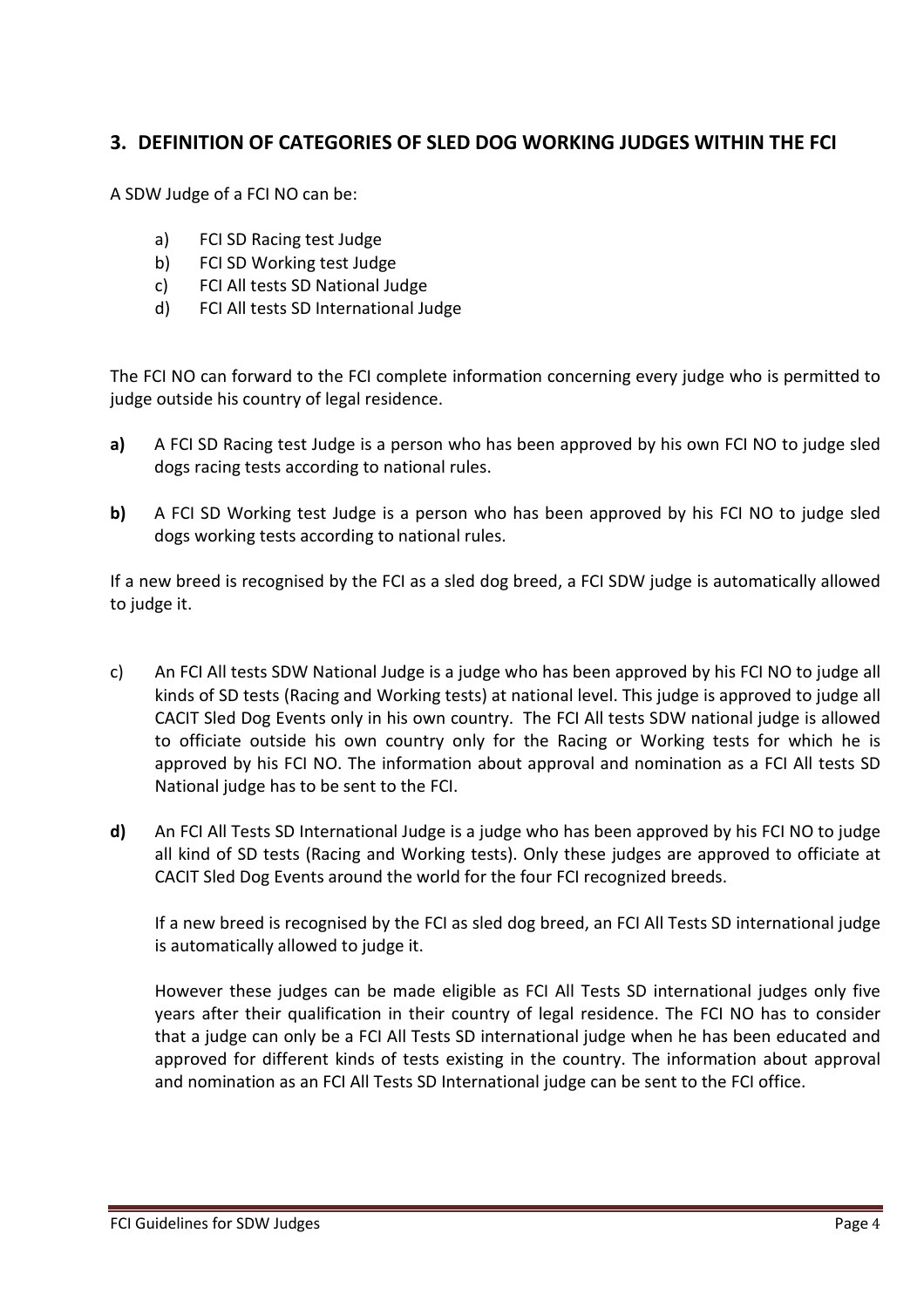## 3. DEFINITION OF CATEGORIES OF SLED DOG WORKING JUDGES WITHIN THE FCI

A SDW Judge of a FCI NO can be:

a) FCI SD Racing test Judge
b) FCI SD Working test Judge
c) FCI All tests SD National Judge
d) FCI All tests SD International Judge

The FCI NO can forward to the FCI complete information concerning every judge who is permitted to judge outside his country of legal residence.

**a)** A FCI SD Racing test Judge is a person who has been approved by his own FCI NO to judge sled dogs racing tests according to national rules.

**b)** A FCI SD Working test Judge is a person who has been approved by his FCI NO to judge sled dogs working tests according to national rules.

If a new breed is recognised by the FCI as a sled dog breed, a FCI SDW judge is automatically allowed to judge it.

c) An FCI All tests SDW National Judge is a judge who has been approved by his FCI NO to judge all kinds of SD tests (Racing and Working tests) at national level. This judge is approved to judge all CACIT Sled Dog Events only in his own country. The FCI All tests SDW national judge is allowed to officiate outside his own country only for the Racing or Working tests for which he is approved by his FCI NO. The information about approval and nomination as a FCI All tests SD National judge has to be sent to the FCI.

**d)** An FCI All Tests SD International Judge is a judge who has been approved by his FCI NO to judge all kind of SD tests (Racing and Working tests). Only these judges are approved to officiate at CACIT Sled Dog Events around the world for the four FCI recognized breeds.

If a new breed is recognised by the FCI as sled dog breed, an FCI All Tests SD international judge is automatically allowed to judge it.

However these judges can be made eligible as FCI All Tests SD international judges only five years after their qualification in their country of legal residence. The FCI NO has to consider that a judge can only be a FCI All Tests SD international judge when he has been educated and approved for different kinds of tests existing in the country. The information about approval and nomination as an FCI All Tests SD International judge can be sent to the FCI office.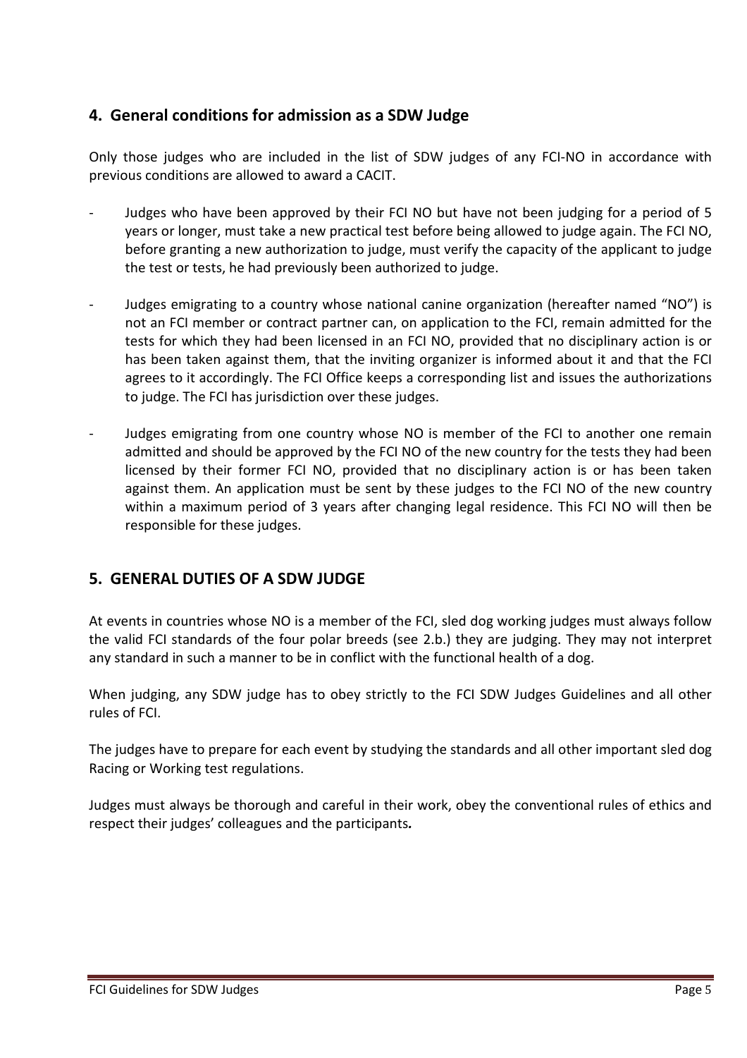## 4. General conditions for admission as a SDW Judge

Only those judges who are included in the list of SDW judges of any FCI-NO in accordance with previous conditions are allowed to award a CACIT.

- Judges who have been approved by their FCI NO but have not been judging for a period of 5 years or longer, must take a new practical test before being allowed to judge again. The FCI NO, before granting a new authorization to judge, must verify the capacity of the applicant to judge the test or tests, he had previously been authorized to judge.

- Judges emigrating to a country whose national canine organization (hereafter named "NO") is not an FCI member or contract partner can, on application to the FCI, remain admitted for the tests for which they had been licensed in an FCI NO, provided that no disciplinary action is or has been taken against them, that the inviting organizer is informed about it and that the FCI agrees to it accordingly. The FCI Office keeps a corresponding list and issues the authorizations to judge. The FCI has jurisdiction over these judges.

- Judges emigrating from one country whose NO is member of the FCI to another one remain admitted and should be approved by the FCI NO of the new country for the tests they had been licensed by their former FCI NO, provided that no disciplinary action is or has been taken against them. An application must be sent by these judges to the FCI NO of the new country within a maximum period of 3 years after changing legal residence. This FCI NO will then be responsible for these judges.

## 5. GENERAL DUTIES OF A SDW JUDGE

At events in countries whose NO is a member of the FCI, sled dog working judges must always follow the valid FCI standards of the four polar breeds (see 2.b.) they are judging. They may not interpret any standard in such a manner to be in conflict with the functional health of a dog.

When judging, any SDW judge has to obey strictly to the FCI SDW Judges Guidelines and all other rules of FCI.

The judges have to prepare for each event by studying the standards and all other important sled dog Racing or Working test regulations.

Judges must always be thorough and careful in their work, obey the conventional rules of ethics and respect their judges' colleagues and the participants.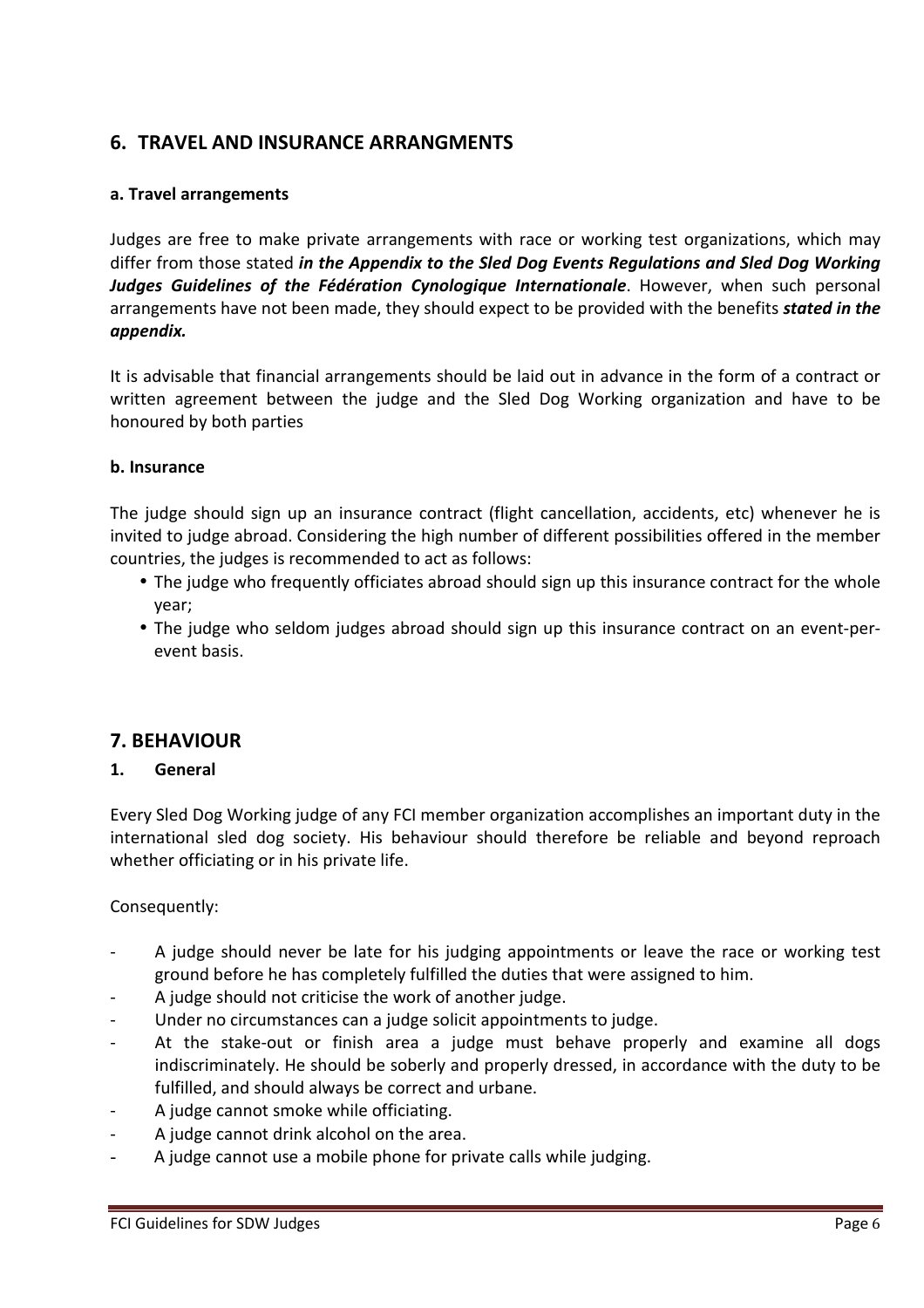## 6. TRAVEL AND INSURANCE ARRANGMENTS

### a. Travel arrangements

Judges are free to make private arrangements with race or working test organizations, which may differ from those stated ***in the Appendix to the Sled Dog Events Regulations and Sled Dog Working Judges Guidelines of the Fédération Cynologique Internationale***. However, when such personal arrangements have not been made, they should expect to be provided with the benefits ***stated in the appendix.***

It is advisable that financial arrangements should be laid out in advance in the form of a contract or written agreement between the judge and the Sled Dog Working organization and have to be honoured by both parties

### b. Insurance

The judge should sign up an insurance contract (flight cancellation, accidents, etc) whenever he is invited to judge abroad. Considering the high number of different possibilities offered in the member countries, the judges is recommended to act as follows:

- The judge who frequently officiates abroad should sign up this insurance contract for the whole year;
- The judge who seldom judges abroad should sign up this insurance contract on an event-per-event basis.

## 7. BEHAVIOUR

### 1. General

Every Sled Dog Working judge of any FCI member organization accomplishes an important duty in the international sled dog society. His behaviour should therefore be reliable and beyond reproach whether officiating or in his private life.

Consequently:

- A judge should never be late for his judging appointments or leave the race or working test ground before he has completely fulfilled the duties that were assigned to him.
- A judge should not criticise the work of another judge.
- Under no circumstances can a judge solicit appointments to judge.
- At the stake-out or finish area a judge must behave properly and examine all dogs indiscriminately. He should be soberly and properly dressed, in accordance with the duty to be fulfilled, and should always be correct and urbane.
- A judge cannot smoke while officiating.
- A judge cannot drink alcohol on the area.
- A judge cannot use a mobile phone for private calls while judging.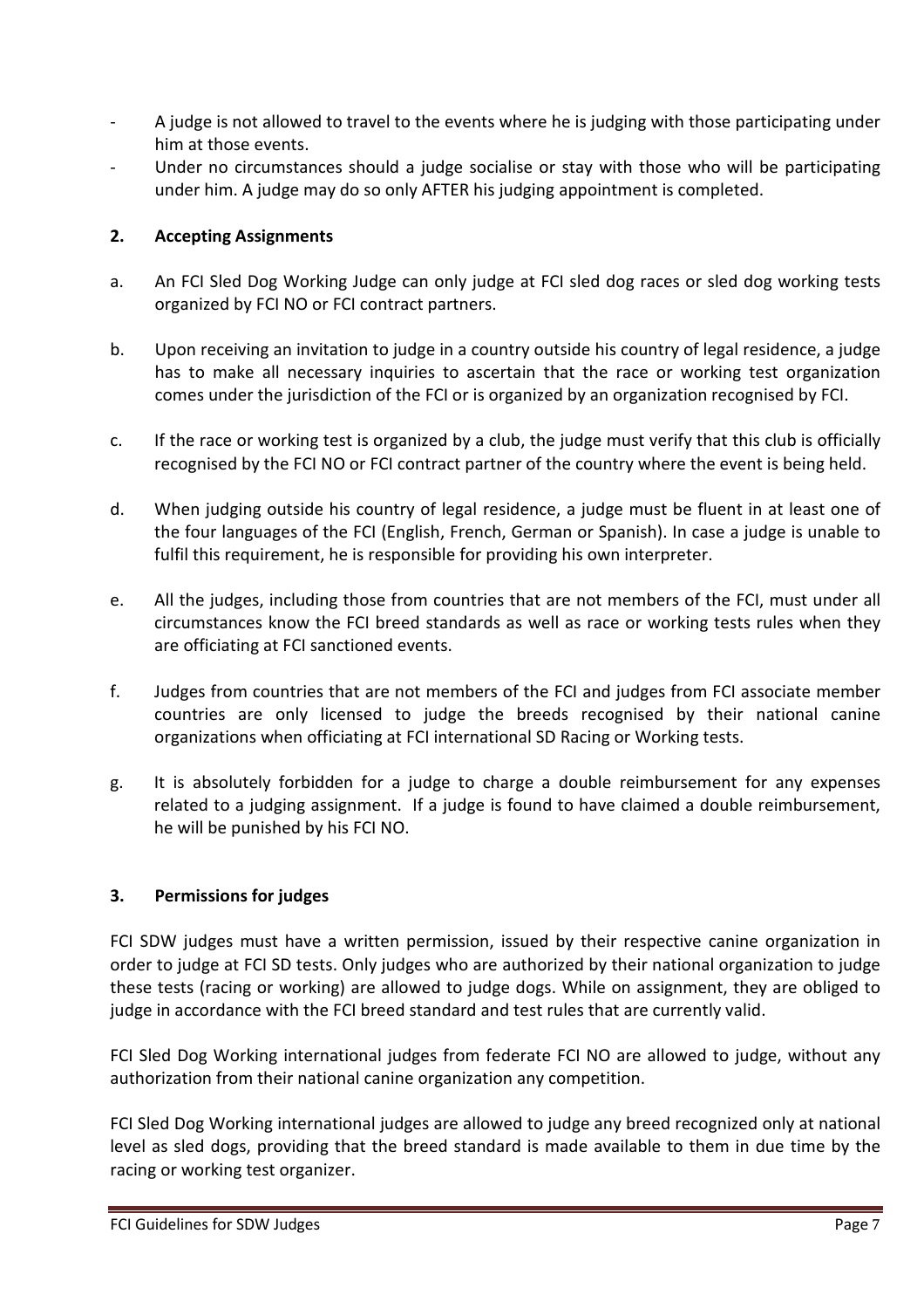- A judge is not allowed to travel to the events where he is judging with those participating under him at those events.
- Under no circumstances should a judge socialise or stay with those who will be participating under him. A judge may do so only AFTER his judging appointment is completed.

## 2. Accepting Assignments

a. An FCI Sled Dog Working Judge can only judge at FCI sled dog races or sled dog working tests organized by FCI NO or FCI contract partners.

b. Upon receiving an invitation to judge in a country outside his country of legal residence, a judge has to make all necessary inquiries to ascertain that the race or working test organization comes under the jurisdiction of the FCI or is organized by an organization recognised by FCI.

c. If the race or working test is organized by a club, the judge must verify that this club is officially recognised by the FCI NO or FCI contract partner of the country where the event is being held.

d. When judging outside his country of legal residence, a judge must be fluent in at least one of the four languages of the FCI (English, French, German or Spanish). In case a judge is unable to fulfil this requirement, he is responsible for providing his own interpreter.

e. All the judges, including those from countries that are not members of the FCI, must under all circumstances know the FCI breed standards as well as race or working tests rules when they are officiating at FCI sanctioned events.

f. Judges from countries that are not members of the FCI and judges from FCI associate member countries are only licensed to judge the breeds recognised by their national canine organizations when officiating at FCI international SD Racing or Working tests.

g. It is absolutely forbidden for a judge to charge a double reimbursement for any expenses related to a judging assignment. If a judge is found to have claimed a double reimbursement, he will be punished by his FCI NO.

## 3. Permissions for judges

FCI SDW judges must have a written permission, issued by their respective canine organization in order to judge at FCI SD tests. Only judges who are authorized by their national organization to judge these tests (racing or working) are allowed to judge dogs. While on assignment, they are obliged to judge in accordance with the FCI breed standard and test rules that are currently valid.

FCI Sled Dog Working international judges from federate FCI NO are allowed to judge, without any authorization from their national canine organization any competition.

FCI Sled Dog Working international judges are allowed to judge any breed recognized only at national level as sled dogs, providing that the breed standard is made available to them in due time by the racing or working test organizer.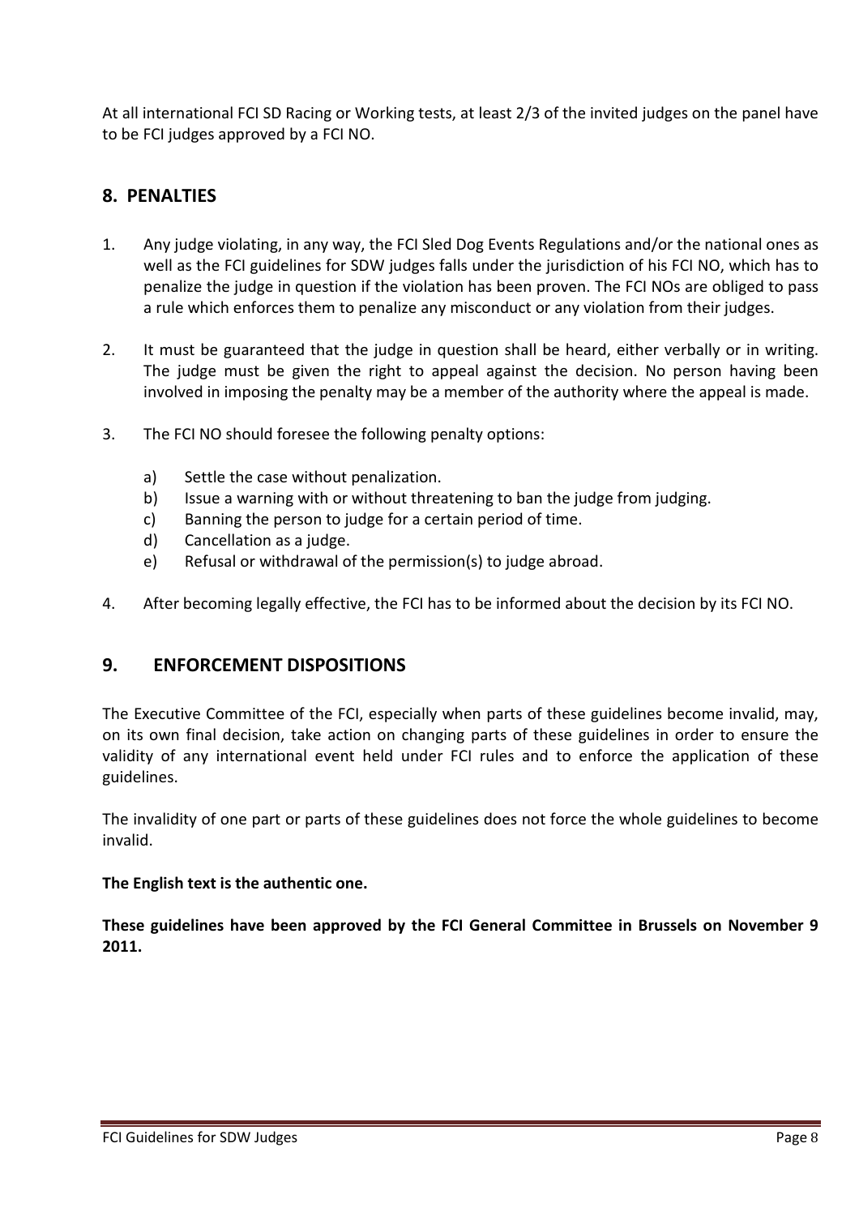At all international FCI SD Racing or Working tests, at least 2/3 of the invited judges on the panel have to be FCI judges approved by a FCI NO.

## 8. PENALTIES

1. Any judge violating, in any way, the FCI Sled Dog Events Regulations and/or the national ones as well as the FCI guidelines for SDW judges falls under the jurisdiction of his FCI NO, which has to penalize the judge in question if the violation has been proven. The FCI NOs are obliged to pass a rule which enforces them to penalize any misconduct or any violation from their judges.

2. It must be guaranteed that the judge in question shall be heard, either verbally or in writing. The judge must be given the right to appeal against the decision. No person having been involved in imposing the penalty may be a member of the authority where the appeal is made.

3. The FCI NO should foresee the following penalty options:

   a) Settle the case without penalization.
   b) Issue a warning with or without threatening to ban the judge from judging.
   c) Banning the person to judge for a certain period of time.
   d) Cancellation as a judge.
   e) Refusal or withdrawal of the permission(s) to judge abroad.

4. After becoming legally effective, the FCI has to be informed about the decision by its FCI NO.

## 9. ENFORCEMENT DISPOSITIONS

The Executive Committee of the FCI, especially when parts of these guidelines become invalid, may, on its own final decision, take action on changing parts of these guidelines in order to ensure the validity of any international event held under FCI rules and to enforce the application of these guidelines.

The invalidity of one part or parts of these guidelines does not force the whole guidelines to become invalid.

**The English text is the authentic one.**

**These guidelines have been approved by the FCI General Committee in Brussels on November 9 2011.**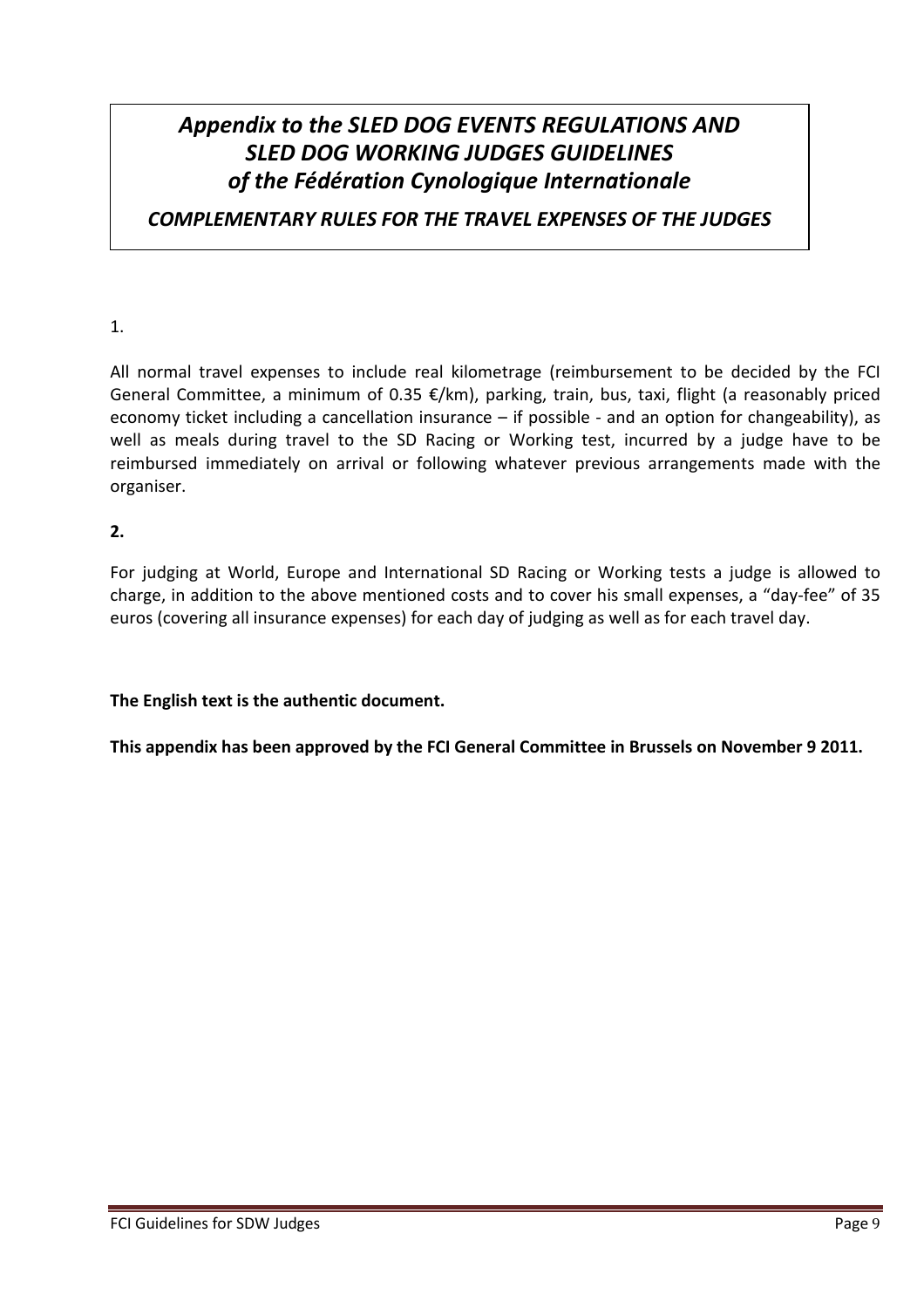# *Appendix to the SLED DOG EVENTS REGULATIONS AND SLED DOG WORKING JUDGES GUIDELINES of the Fédération Cynologique Internationale*

## *COMPLEMENTARY RULES FOR THE TRAVEL EXPENSES OF THE JUDGES*

1.

All normal travel expenses to include real kilometrage (reimbursement to be decided by the FCI General Committee, a minimum of 0.35 €/km), parking, train, bus, taxi, flight (a reasonably priced economy ticket including a cancellation insurance – if possible - and an option for changeability), as well as meals during travel to the SD Racing or Working test, incurred by a judge have to be reimbursed immediately on arrival or following whatever previous arrangements made with the organiser.

**2.**

For judging at World, Europe and International SD Racing or Working tests a judge is allowed to charge, in addition to the above mentioned costs and to cover his small expenses, a "day-fee" of 35 euros (covering all insurance expenses) for each day of judging as well as for each travel day.

**The English text is the authentic document.**

**This appendix has been approved by the FCI General Committee in Brussels on November 9 2011.**